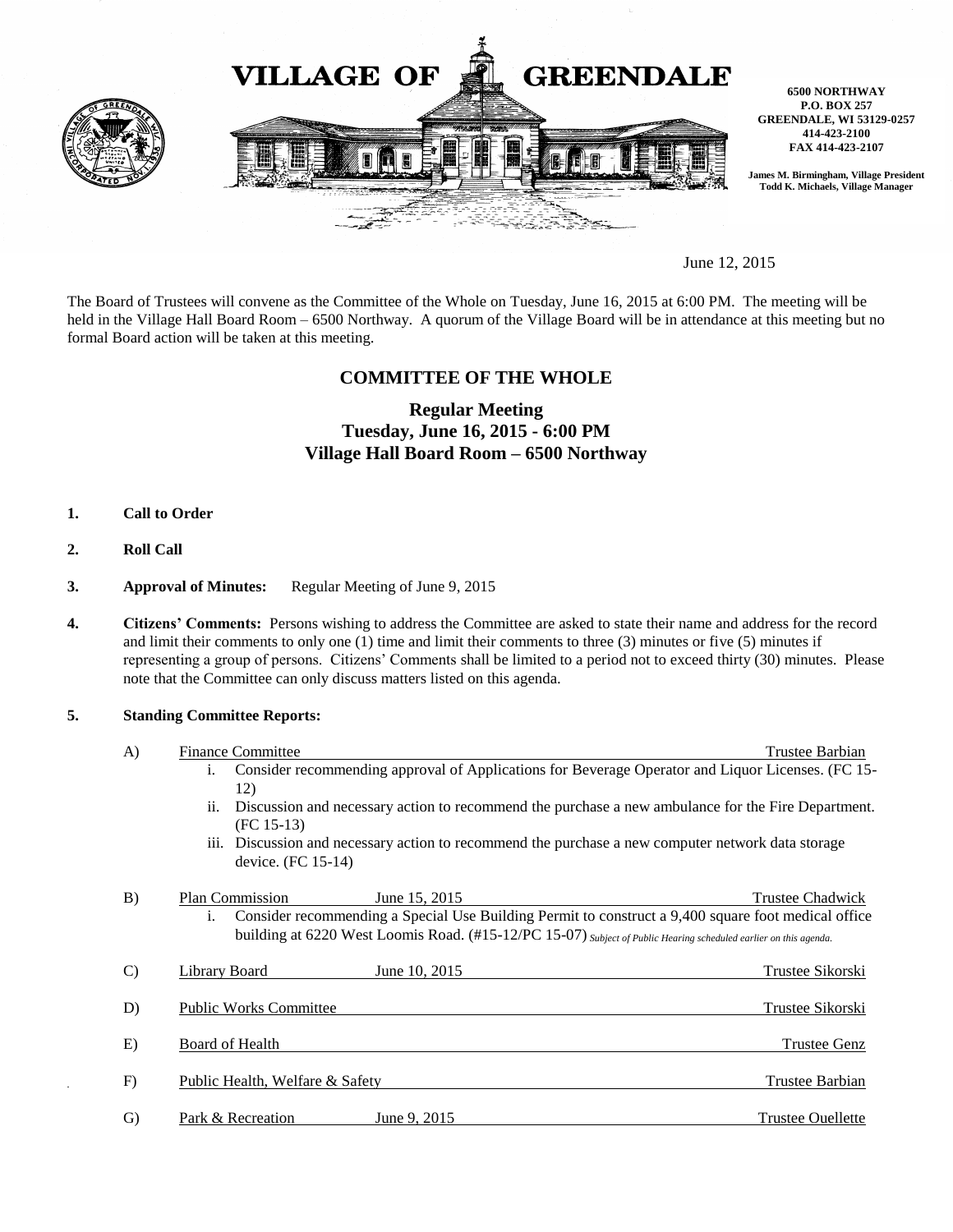# VILLAGE OF GREENDALE

**6500 NORTHWAY**
**P.O. BOX 257**
**GREENDALE, WI 53129-0257**
**414-423-2100**
**FAX 414-423-2107**

**James M. Birmingham, Village President**
**Todd K. Michaels, Village Manager**

June 12, 2015

The Board of Trustees will convene as the Committee of the Whole on Tuesday, June 16, 2015 at 6:00 PM. The meeting will be held in the Village Hall Board Room – 6500 Northway. A quorum of the Village Board will be in attendance at this meeting but no formal Board action will be taken at this meeting.

## COMMITTEE OF THE WHOLE

### Regular Meeting
### Tuesday, June 16, 2015 - 6:00 PM
### Village Hall Board Room – 6500 Northway

1. **Call to Order**

2. **Roll Call**

3. **Approval of Minutes:** Regular Meeting of June 9, 2015

4. **Citizens' Comments:** Persons wishing to address the Committee are asked to state their name and address for the record and limit their comments to only one (1) time and limit their comments to three (3) minutes or five (5) minutes if representing a group of persons. Citizens' Comments shall be limited to a period not to exceed thirty (30) minutes. Please note that the Committee can only discuss matters listed on this agenda.

5. **Standing Committee Reports:**

   A) Finance Committee — Trustee Barbian
      i. Consider recommending approval of Applications for Beverage Operator and Liquor Licenses. (FC 15-12)
      ii. Discussion and necessary action to recommend the purchase a new ambulance for the Fire Department. (FC 15-13)
      iii. Discussion and necessary action to recommend the purchase a new computer network data storage device. (FC 15-14)

   B) Plan Commission — June 15, 2015 — Trustee Chadwick
      i. Consider recommending a Special Use Building Permit to construct a 9,400 square foot medical office building at 6220 West Loomis Road. (#15-12/PC 15-07) *Subject of Public Hearing scheduled earlier on this agenda.*

   C) Library Board — June 10, 2015 — Trustee Sikorski

   D) Public Works Committee — Trustee Sikorski

   E) Board of Health — Trustee Genz

   F) Public Health, Welfare & Safety — Trustee Barbian

   G) Park & Recreation — June 9, 2015 — Trustee Ouellette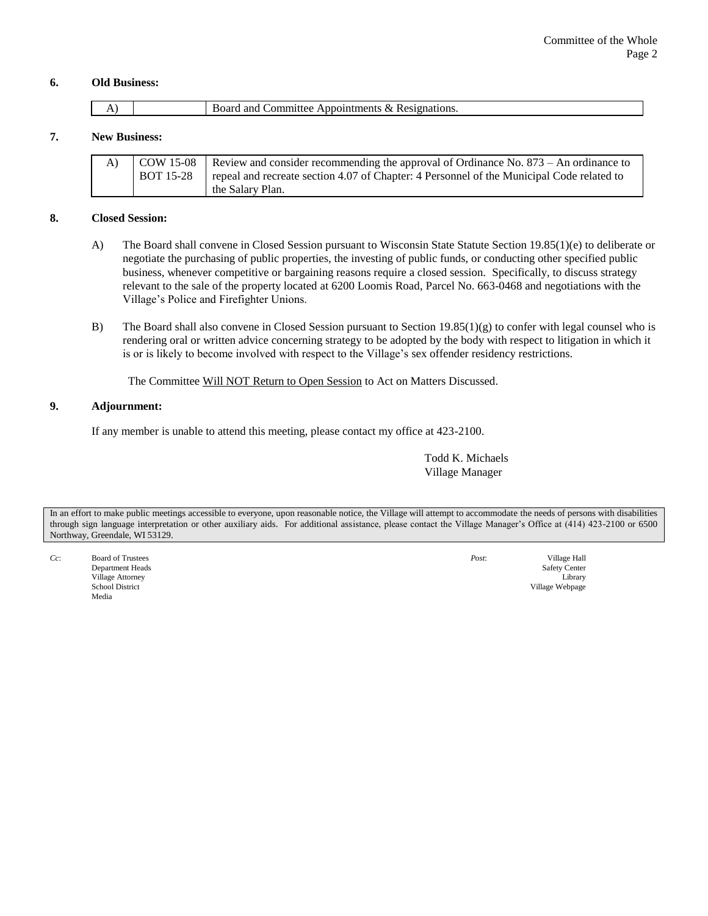**6. Old Business:**

| | | |
|---|---|---|
| A) | | Board and Committee Appointments & Resignations. |

**7. New Business:**

| | | |
|---|---|---|
| A) | COW 15-08 BOT 15-28 | Review and consider recommending the approval of Ordinance No. 873 – An ordinance to repeal and recreate section 4.07 of Chapter: 4 Personnel of the Municipal Code related to the Salary Plan. |

**8. Closed Session:**

A) The Board shall convene in Closed Session pursuant to Wisconsin State Statute Section 19.85(1)(e) to deliberate or negotiate the purchasing of public properties, the investing of public funds, or conducting other specified public business, whenever competitive or bargaining reasons require a closed session. Specifically, to discuss strategy relevant to the sale of the property located at 6200 Loomis Road, Parcel No. 663-0468 and negotiations with the Village's Police and Firefighter Unions.

B) The Board shall also convene in Closed Session pursuant to Section 19.85(1)(g) to confer with legal counsel who is rendering oral or written advice concerning strategy to be adopted by the body with respect to litigation in which it is or is likely to become involved with respect to the Village's sex offender residency restrictions.

The Committee Will NOT Return to Open Session to Act on Matters Discussed.

**9. Adjournment:**

If any member is unable to attend this meeting, please contact my office at 423-2100.

Todd K. Michaels
Village Manager

In an effort to make public meetings accessible to everyone, upon reasonable notice, the Village will attempt to accommodate the needs of persons with disabilities through sign language interpretation or other auxiliary aids. For additional assistance, please contact the Village Manager's Office at (414) 423-2100 or 6500 Northway, Greendale, WI 53129.

*Cc*: Board of Trustees
Department Heads
Village Attorney
School District
Media

*Post*: Village Hall
Safety Center
Library
Village Webpage